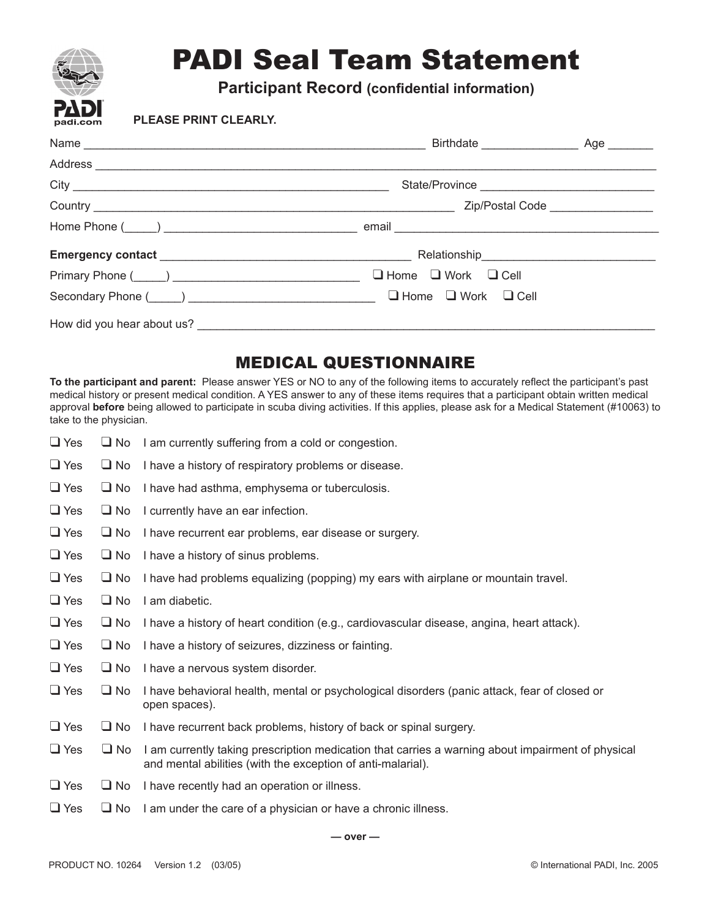PADI
padi.com

# PADI Seal Team Statement

## Participant Record (confidential information)

**PLEASE PRINT CLEARLY.**

Name ____________________________________________________ Birthdate _______________ Age _______

Address ____________________________________________________________________________________

City _______________________________________________ State/Province ___________________________

Country ________________________________________________________ Zip/Postal Code ________________

Home Phone (_____) _____________________________ email ______________________________________

**Emergency contact** ______________________________________ Relationship__________________________

Primary Phone (_____) ____________________________ ❑ Home ❑ Work ❑ Cell

Secondary Phone (_____) ____________________________ ❑ Home ❑ Work ❑ Cell

How did you hear about us? ___________________________________________________________________

## MEDICAL QUESTIONNAIRE

**To the participant and parent:** Please answer YES or NO to any of the following items to accurately reflect the participant's past medical history or present medical condition. A YES answer to any of these items requires that a participant obtain written medical approval **before** being allowed to participate in scuba diving activities. If this applies, please ask for a Medical Statement (#10063) to take to the physician.

❑ Yes ❑ No I am currently suffering from a cold or congestion.

❑ Yes ❑ No I have a history of respiratory problems or disease.

❑ Yes ❑ No I have had asthma, emphysema or tuberculosis.

❑ Yes ❑ No I currently have an ear infection.

❑ Yes ❑ No I have recurrent ear problems, ear disease or surgery.

❑ Yes ❑ No I have a history of sinus problems.

❑ Yes ❑ No I have had problems equalizing (popping) my ears with airplane or mountain travel.

❑ Yes ❑ No I am diabetic.

❑ Yes ❑ No I have a history of heart condition (e.g., cardiovascular disease, angina, heart attack).

❑ Yes ❑ No I have a history of seizures, dizziness or fainting.

❑ Yes ❑ No I have a nervous system disorder.

❑ Yes ❑ No I have behavioral health, mental or psychological disorders (panic attack, fear of closed or open spaces).

❑ Yes ❑ No I have recurrent back problems, history of back or spinal surgery.

❑ Yes ❑ No I am currently taking prescription medication that carries a warning about impairment of physical and mental abilities (with the exception of anti-malarial).

❑ Yes ❑ No I have recently had an operation or illness.

❑ Yes ❑ No I am under the care of a physician or have a chronic illness.

**— over —**

PRODUCT NO. 10264 Version 1.2 (03/05) © International PADI, Inc. 2005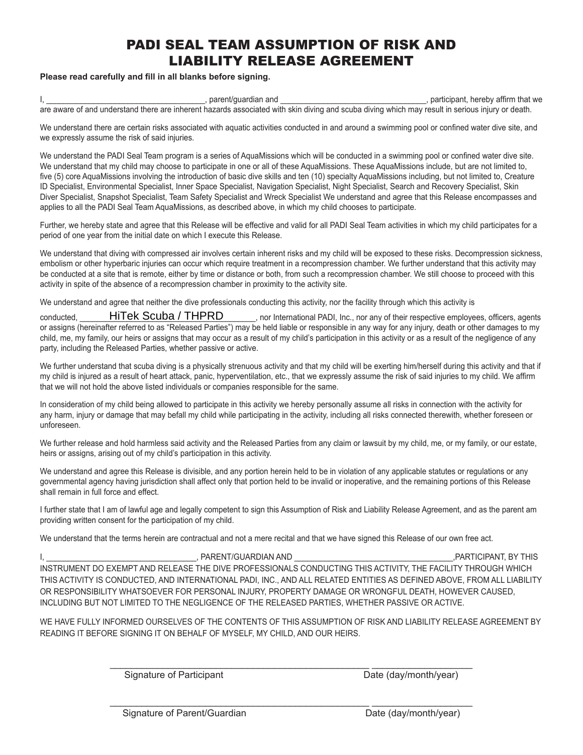# PADI SEAL TEAM ASSUMPTION OF RISK AND LIABILITY RELEASE AGREEMENT

**Please read carefully and fill in all blanks before signing.**

I, ___________________________________, parent/guardian and _________________________________, participant, hereby affirm that we are aware of and understand there are inherent hazards associated with skin diving and scuba diving which may result in serious injury or death.

We understand there are certain risks associated with aquatic activities conducted in and around a swimming pool or confined water dive site, and we expressly assume the risk of said injuries.

We understand the PADI Seal Team program is a series of AquaMissions which will be conducted in a swimming pool or confined water dive site. We understand that my child may choose to participate in one or all of these AquaMissions. These AquaMissions include, but are not limited to, five (5) core AquaMissions involving the introduction of basic dive skills and ten (10) specialty AquaMissions including, but not limited to, Creature ID Specialist, Environmental Specialist, Inner Space Specialist, Navigation Specialist, Night Specialist, Search and Recovery Specialist, Skin Diver Specialist, Snapshot Specialist, Team Safety Specialist and Wreck Specialist We understand and agree that this Release encompasses and applies to all the PADI Seal Team AquaMissions, as described above, in which my child chooses to participate.

Further, we hereby state and agree that this Release will be effective and valid for all PADI Seal Team activities in which my child participates for a period of one year from the initial date on which I execute this Release.

We understand that diving with compressed air involves certain inherent risks and my child will be exposed to these risks. Decompression sickness, embolism or other hyperbaric injuries can occur which require treatment in a recompression chamber. We further understand that this activity may be conducted at a site that is remote, either by time or distance or both, from such a recompression chamber. We still choose to proceed with this activity in spite of the absence of a recompression chamber in proximity to the activity site.

We understand and agree that neither the dive professionals conducting this activity, nor the facility through which this activity is conducted, ______HiTek Scuba / THPRD______, nor International PADI, Inc., nor any of their respective employees, officers, agents or assigns (hereinafter referred to as "Released Parties") may be held liable or responsible in any way for any injury, death or other damages to my child, me, my family, our heirs or assigns that may occur as a result of my child's participation in this activity or as a result of the negligence of any party, including the Released Parties, whether passive or active.

We further understand that scuba diving is a physically strenuous activity and that my child will be exerting him/herself during this activity and that if my child is injured as a result of heart attack, panic, hyperventilation, etc., that we expressly assume the risk of said injuries to my child. We affirm that we will not hold the above listed individuals or companies responsible for the same.

In consideration of my child being allowed to participate in this activity we hereby personally assume all risks in connection with the activity for any harm, injury or damage that may befall my child while participating in the activity, including all risks connected therewith, whether foreseen or unforeseen.

We further release and hold harmless said activity and the Released Parties from any claim or lawsuit by my child, me, or my family, or our estate, heirs or assigns, arising out of my child's participation in this activity.

We understand and agree this Release is divisible, and any portion herein held to be in violation of any applicable statutes or regulations or any governmental agency having jurisdiction shall affect only that portion held to be invalid or inoperative, and the remaining portions of this Release shall remain in full force and effect.

I further state that I am of lawful age and legally competent to sign this Assumption of Risk and Liability Release Agreement, and as the parent am providing written consent for the participation of my child.

We understand that the terms herein are contractual and not a mere recital and that we have signed this Release of our own free act.

I, _________________________________, PARENT/GUARDIAN AND ____________________________________,PARTICIPANT, BY THIS INSTRUMENT DO EXEMPT AND RELEASE THE DIVE PROFESSIONALS CONDUCTING THIS ACTIVITY, THE FACILITY THROUGH WHICH THIS ACTIVITY IS CONDUCTED, AND INTERNATIONAL PADI, INC., AND ALL RELATED ENTITIES AS DEFINED ABOVE, FROM ALL LIABILITY OR RESPONSIBILITY WHATSOEVER FOR PERSONAL INJURY, PROPERTY DAMAGE OR WRONGFUL DEATH, HOWEVER CAUSED, INCLUDING BUT NOT LIMITED TO THE NEGLIGENCE OF THE RELEASED PARTIES, WHETHER PASSIVE OR ACTIVE.

WE HAVE FULLY INFORMED OURSELVES OF THE CONTENTS OF THIS ASSUMPTION OF RISK AND LIABILITY RELEASE AGREEMENT BY READING IT BEFORE SIGNING IT ON BEHALF OF MYSELF, MY CHILD, AND OUR HEIRS.

_________________________________________________ __________________

Signature of Participant Date (day/month/year)

_________________________________________________ __________________

Signature of Parent/Guardian Date (day/month/year)